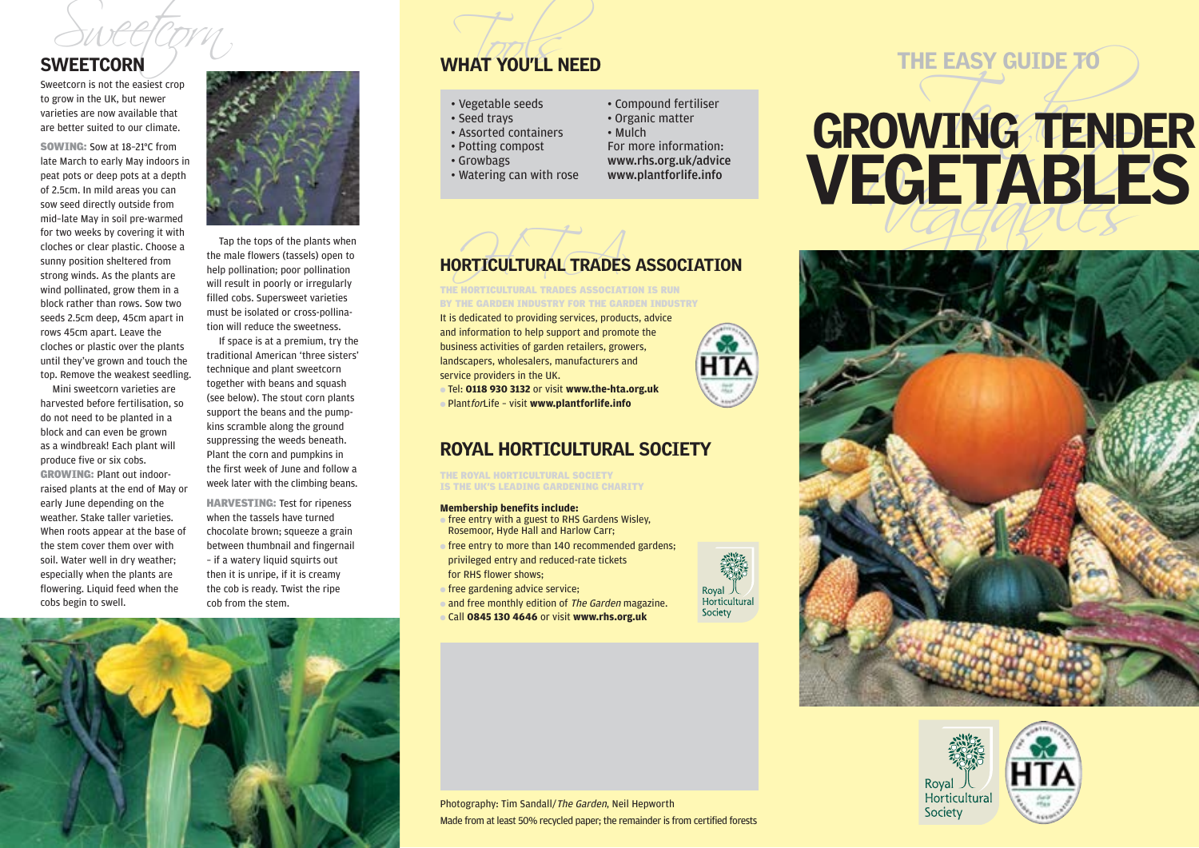## SWEETCORN

Sweetcorn is not the easiest crop to grow in the UK, but newer varieties are now available that are better suited to our climate.

**SOWING:** Sow at 18–21ºC from late March to early May indoors in peat pots or deep pots at a depth of 2.5cm. In mild areas you can sow seed directly outside from mid–late May in soil pre-warmed for two weeks by covering it with cloches or clear plastic. Choose a sunny position sheltered from strong winds. As the plants are wind pollinated, grow them in a block rather than rows. Sow two seeds 2.5cm deep, 45cm apart in rows 45cm apart. Leave the cloches or plastic over the plants until they've grown and touch the top. Remove the weakest seedling.

Mini sweetcorn varieties are harvested before fertilisation, so do not need to be planted in a block and can even be grown as a windbreak! Each plant will produce five or six cobs.

**GROWING:** Plant out indoor-raised plants at the end of May or early June depending on the weather. Stake taller varieties. When roots appear at the base of the stem cover them over with soil. Water well in dry weather; especially when the plants are flowering. Liquid feed when the cobs begin to swell.

Tap the tops of the plants when the male flowers (tassels) open to help pollination; poor pollination will result in poorly or irregularly filled cobs. Supersweet varieties must be isolated or cross-pollination will reduce the sweetness.

If space is at a premium, try the traditional American 'three sisters' technique and plant sweetcorn together with beans and squash (see below). The stout corn plants support the beans and the pumpkins scramble along the ground suppressing the weeds beneath. Plant the corn and pumpkins in the first week of June and follow a week later with the climbing beans.

**HARVESTING:** Test for ripeness when the tassels have turned chocolate brown; squeeze a grain between thumbnail and fingernail – if a watery liquid squirts out then it is unripe, if it is creamy the cob is ready. Twist the ripe cob from the stem.

## WHAT YOU'LL NEED

- Vegetable seeds
- Seed trays
- Assorted containers
- Potting compost
- Growbags
- Watering can with rose
- Compound fertiliser
- Organic matter
- Mulch

For more information:
**www.rhs.org.uk/advice**
**www.plantforlife.info**

## HORTICULTURAL TRADES ASSOCIATION

**THE HORTICULTURAL TRADES ASSOCIATION IS RUN BY THE GARDEN INDUSTRY FOR THE GARDEN INDUSTRY**

It is dedicated to providing services, products, advice and information to help support and promote the business activities of garden retailers, growers, landscapers, wholesalers, manufacturers and service providers in the UK.

- Tel: **0118 930 3132** or visit **www.the-hta.org.uk**
- Plant*for*Life – visit **www.plantforlife.info**

## ROYAL HORTICULTURAL SOCIETY

**THE ROYAL HORTICULTURAL SOCIETY IS THE UK'S LEADING GARDENING CHARITY**

**Membership benefits include:**

- free entry with a guest to RHS Gardens Wisley, Rosemoor, Hyde Hall and Harlow Carr;
- free entry to more than 140 recommended gardens; privileged entry and reduced-rate tickets for RHS flower shows;
- free gardening advice service;
- and free monthly edition of *The Garden* magazine.
- Call **0845 130 4646** or visit **www.rhs.org.uk**

Photography: Tim Sandall/*The Garden*, Neil Hepworth

Made from at least 50% recycled paper; the remainder is from certified forests

# THE EASY GUIDE TO GROWING TENDER VEGETABLES

Royal Horticultural Society

HTA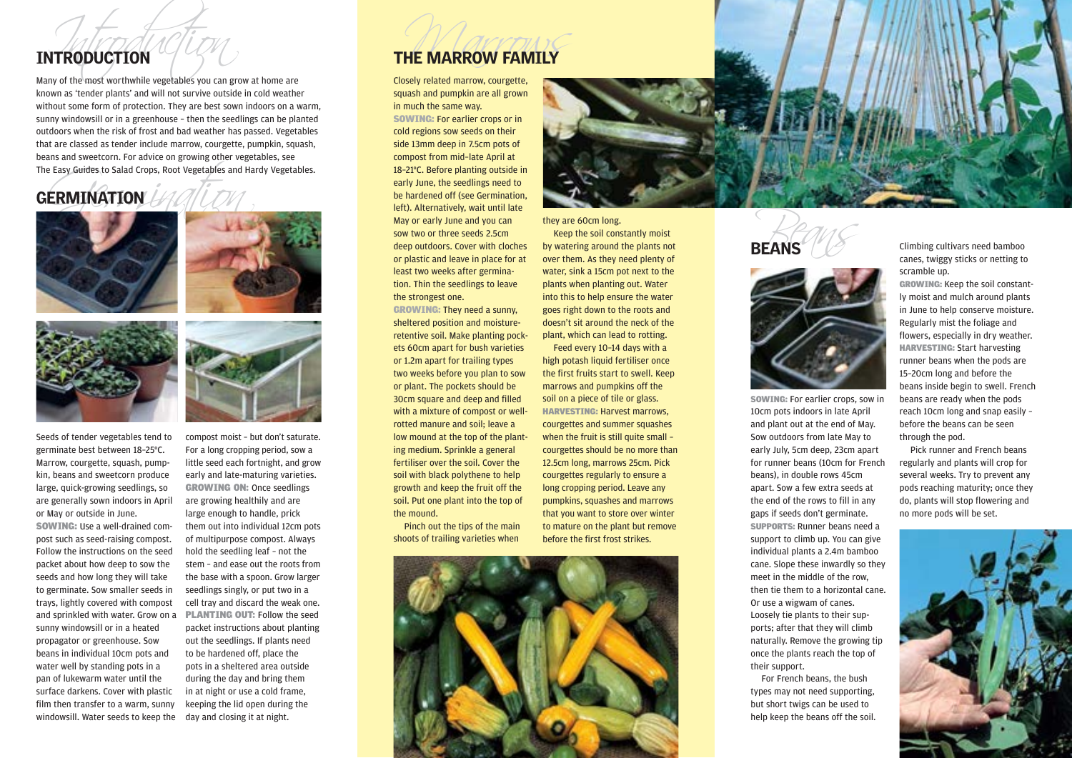## INTRODUCTION

Many of the most worthwhile vegetables you can grow at home are known as 'tender plants' and will not survive outside in cold weather without some form of protection. They are best sown indoors on a warm, sunny windowsill or in a greenhouse – then the seedlings can be planted outdoors when the risk of frost and bad weather has passed. Vegetables that are classed as tender include marrow, courgette, pumpkin, squash, beans and sweetcorn. For advice on growing other vegetables, see The Easy Guides to Salad Crops, Root Vegetables and Hardy Vegetables.

## GERMINATION

Seeds of tender vegetables tend to germinate best between 18–25°C. Marrow, courgette, squash, pumpkin, beans and sweetcorn produce large, quick-growing seedlings, so are generally sown indoors in April or May or outside in June.

**SOWING:** Use a well-drained compost such as seed-raising compost. Follow the instructions on the seed packet about how deep to sow the seeds and how long they will take to germinate. Sow smaller seeds in trays, lightly covered with compost and sprinkled with water. Grow on a sunny windowsill or in a heated propagator or greenhouse. Sow beans in individual 10cm pots and water well by standing pots in a pan of lukewarm water until the surface darkens. Cover with plastic film then transfer to a warm, sunny windowsill. Water seeds to keep the compost moist – but don't saturate. For a long cropping period, sow a little seed each fortnight, and grow early and late-maturing varieties.

**GROWING ON:** Once seedlings are growing healthily and are large enough to handle, prick them out into individual 12cm pots of multipurpose compost. Always hold the seedling leaf – not the stem – and ease out the roots from the base with a spoon. Grow larger seedlings singly, or put two in a cell tray and discard the weak one.

**PLANTING OUT:** Follow the seed packet instructions about planting out the seedlings. If plants need to be hardened off, place the pots in a sheltered area outside during the day and bring them in at night or use a cold frame, keeping the lid open during the day and closing it at night.

## THE MARROW FAMILY

Closely related marrow, courgette, squash and pumpkin are all grown in much the same way.

**SOWING:** For earlier crops or in cold regions sow seeds on their side 13mm deep in 7.5cm pots of compost from mid-late April at 18–21°C. Before planting outside in early June, the seedlings need to be hardened off (see Germination, left). Alternatively, wait until late May or early June and you can sow two or three seeds 2.5cm deep outdoors. Cover with cloches or plastic and leave in place for at least two weeks after germination. Thin the seedlings to leave the strongest one.

**GROWING:** They need a sunny, sheltered position and moisture-retentive soil. Make planting pockets 60cm apart for bush varieties or 1.2m apart for trailing types two weeks before you plan to sow or plant. The pockets should be 30cm square and deep and filled with a mixture of compost or well-rotted manure and soil; leave a low mound at the top of the planting medium. Sprinkle a general fertiliser over the soil. Cover the soil with black polythene to help growth and keep the fruit off the soil. Put one plant into the top of the mound.

Pinch out the tips of the main shoots of trailing varieties when they are 60cm long.

Keep the soil constantly moist by watering around the plants not over them. As they need plenty of water, sink a 15cm pot next to the plants when planting out. Water into this to help ensure the water goes right down to the roots and doesn't sit around the neck of the plant, which can lead to rotting.

Feed every 10–14 days with a high potash liquid fertiliser once the first fruits start to swell. Keep marrows and pumpkins off the soil on a piece of tile or glass.

**HARVESTING:** Harvest marrows, courgettes and summer squashes when the fruit is still quite small – courgettes should be no more than 12.5cm long, marrows 25cm. Pick courgettes regularly to ensure a long cropping period. Leave any pumpkins, squashes and marrows that you want to store over winter to mature on the plant but remove before the first frost strikes.

## BEANS

**SOWING:** For earlier crops, sow in 10cm pots indoors in late April and plant out at the end of May. Sow outdoors from late May to early July, 5cm deep, 23cm apart for runner beans (10cm for French beans), in double rows 45cm apart. Sow a few extra seeds at the end of the rows to fill in any gaps if seeds don't germinate.

**SUPPORTS:** Runner beans need a support to climb up. You can give individual plants a 2.4m bamboo cane. Slope these inwardly so they meet in the middle of the row, then tie them to a horizontal cane. Or use a wigwam of canes. Loosely tie plants to their supports; after that they will climb naturally. Remove the growing tip once the plants reach the top of their support.

For French beans, the bush types may not need supporting, but short twigs can be used to help keep the beans off the soil. Climbing cultivars need bamboo canes, twiggy sticks or netting to scramble up.

**GROWING:** Keep the soil constantly moist and mulch around plants in June to help conserve moisture. Regularly mist the foliage and flowers, especially in dry weather.

**HARVESTING:** Start harvesting runner beans when the pods are 15–20cm long and before the beans inside begin to swell. French beans are ready when the pods reach 10cm long and snap easily – before the beans can be seen through the pod.

Pick runner and French beans regularly and plants will crop for several weeks. Try to prevent any pods reaching maturity; once they do, plants will stop flowering and no more pods will be set.